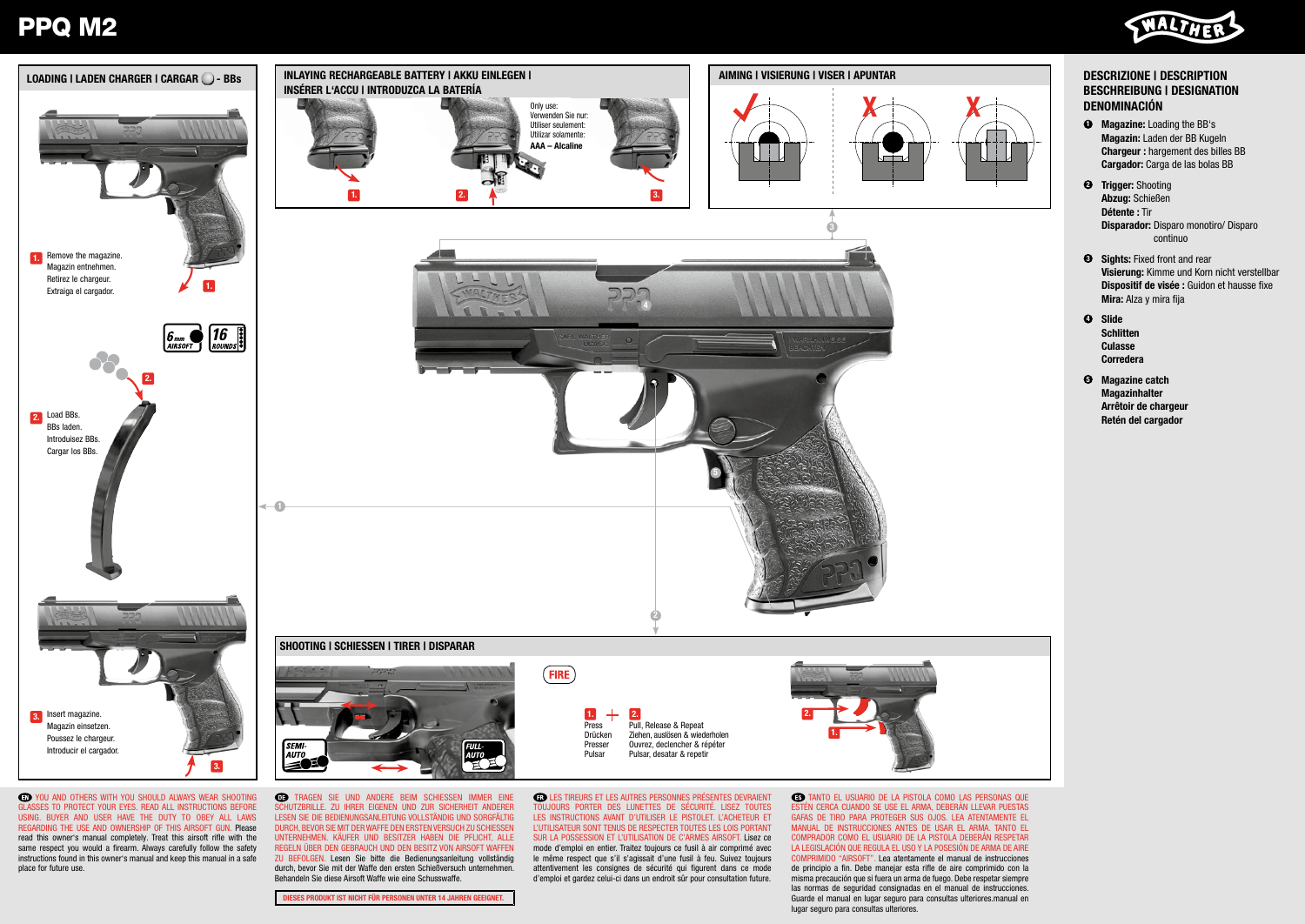# PPQ M2

WALTHER

## LOADING | LADEN CHARGER | CARGAR - BBs

1. Remove the magazine.
Magazin entnehmen.
Retirez le chargeur.
Extraiga el cargador.

6mm AIRSOFT — 16 ROUNDS

2. Load BBs.
BBs laden.
Introduisez BBs.
Cargar los BBs.

3. Insert magazine.
Magazin einsetzen.
Poussez le chargeur.
Introducir el cargador.

## INLAYING RECHARGEABLE BATTERY | AKKU EINLEGEN | INSÉRER L'ACCU | INTRODUZCA LA BATERÍA

Only use:
Verwenden Sie nur:
Utiliser seulement:
Utilizar solamente:
**AAA – Alcaline**

## AIMING | VISIERUNG | VISER | APUNTAR

## SHOOTING | SCHIESSEN | TIRER | DISPARAR

SEMI-AUTO — FULL-AUTO

FIRE

1. + 2.

| 1. | 2. |
|---|---|
| Press | Pull, Release & Repeat |
| Drücken | Ziehen, auslösen & wiederholen |
| Presser | Ouvrez, declencher & répéter |
| Pulsar | Pulsar, desatar & repetir |

## DESCRIZIONE | DESCRIPTION BESCHREIBUNG | DESIGNATION DENOMINACIÓN

1. **Magazine:** Loading the BB's
**Magazin:** Laden der BB Kugeln
**Chargeur :** hargement des billes BB
**Cargador:** Carga de las bolas BB
2. **Trigger:** Shooting
**Abzug:** Schießen
**Détente :** Tir
**Disparador:** Disparo monotiro/ Disparo continuo
3. **Sights:** Fixed front and rear
**Visierung:** Kimme und Korn nicht verstellbar
**Dispositif de visée :** Guidon et hausse fixe
**Mira:** Alza y mira fija
4. **Slide**
**Schlitten**
**Culasse**
**Corredera**
5. **Magazine catch**
**Magazinhalter**
**Arrêtoir de chargeur**
**Retén del cargador**

**EN** YOU AND OTHERS WITH YOU SHOULD ALWAYS WEAR SHOOTING GLASSES TO PROTECT YOUR EYES. READ ALL INSTRUCTIONS BEFORE USING. BUYER AND USER HAVE THE DUTY TO OBEY ALL LAWS REGARDING THE USE AND OWNERSHIP OF THIS AIRSOFT GUN. Please read this owner's manual completely. Treat this airsoft rifle with the same respect you would a firearm. Always carefully follow the safety instructions found in this owner's manual and keep this manual in a safe place for future use.

**DE** TRAGEN SIE UND ANDERE BEIM SCHIESSEN IMMER EINE SCHUTZBRILLE. ZU IHRER EIGENEN UND ZUR SICHERHEIT ANDERER LESEN SIE DIE BEDIENUNGSANLEITUNG VOLLSTÄNDIG UND SORGFÄLTIG DURCH, BEVOR SIE MIT DER WAFFE DEN ERSTEN VERSUCH ZU SCHIESSEN UNTERNEHMEN. KÄUFER UND BESITZER HABEN DIE PFLICHT, ALLE REGELN ÜBER DEN GEBRAUCH UND DEN BESITZ VON AIRSOFT WAFFEN ZU BEFOLGEN. Lesen Sie bitte die Bedienungsanleitung vollständig durch, bevor Sie mit der Waffe den ersten Schießversuch unternehmen. Behandeln Sie diese Airsoft Waffe wie eine Schusswaffe.

**DIESES PRODUKT IST NICHT FÜR PERSONEN UNTER 14 JAHREN GEEIGNET.**

**FR** LES TIREURS ET LES AUTRES PERSONNES PRÉSENTES DEVRAIENT TOUJOURS PORTER DES LUNETTES DE SÉCURITÉ. LISEZ TOUTES LES INSTRUCTIONS AVANT D'UTILISER LE PISTOLET. L'ACHETEUR ET L'UTILISATEUR SONT TENUS DE RESPECTER TOUTES LES LOIS PORTANT SUR LA POSSESSION ET L'UTILISATION DE C'ARMES AIRSOFT. Lisez ce mode d'emploi en entier. Traitez toujours ce fusil à air comprimé avec le même respect que s'il s'agissait d'une fusil à feu. Suivez toujours attentivement les consignes de sécurité qui figurent dans ce mode d'emploi et gardez celui-ci dans un endroit sûr pour consultation future.

**ES** TANTO EL USUARIO DE LA PISTOLA COMO LAS PERSONAS QUE ESTÉN CERCA CUANDO SE USE EL ARMA, DEBERÁN LLEVAR PUESTAS GAFAS DE TIRO PARA PROTEGER SUS OJOS. LEA ATENTAMENTE EL MANUAL DE INSTRUCCIONES ANTES DE USAR EL ARMA. TANTO EL COMPRADOR COMO EL USUARIO DE LA PISTOLA DEBERÁN RESPETAR LA LEGISLACIÓN QUE REGULA EL USO Y LA POSESIÓN DE ARMA DE AIRE COMPRIMIDO "AIRSOFT". Lea atentamente el manual de instrucciones de principio a fin. Debe manejar esta rifle de aire comprimido con la misma precaución que si fuera un arma de fuego. Debe respetar siempre las normas de seguridad consignadas en el manual de instrucciones. Guarde el manual en lugar seguro para consultas ulteriores.manual en lugar seguro para consultas ulteriores.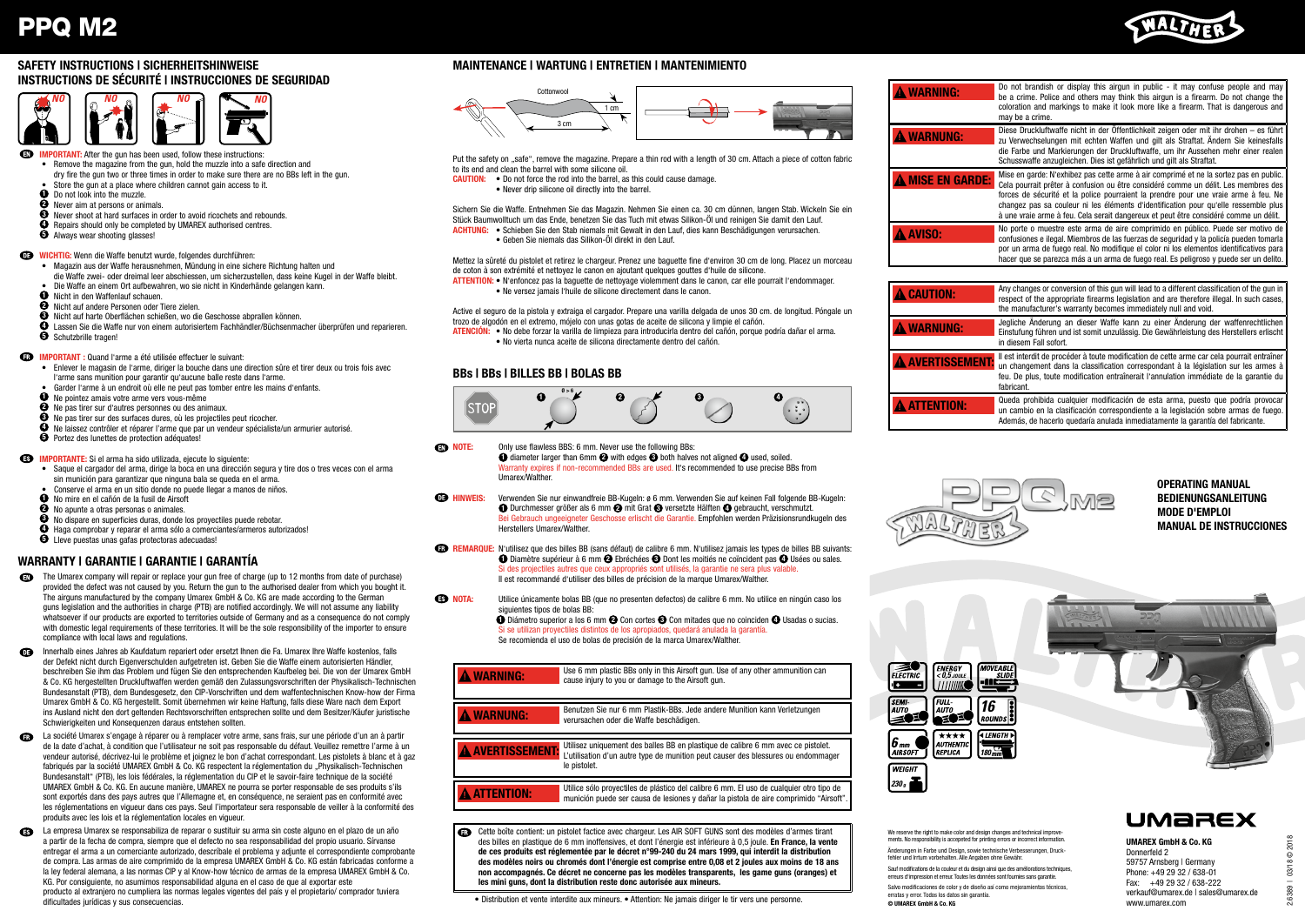# PPQ M2

## SAFETY INSTRUCTIONS | SICHERHEITSHINWEISE
## INSTRUCTIONS DE SÉCURITÉ | INSTRUCCIONES DE SEGURIDAD

NO NO NO NO

**EN** **IMPORTANT:** After the gun has been used, follow these instructions:
- Remove the magazine from the gun, hold the muzzle into a safe direction and dry fire the gun two or three times in order to make sure there are no BBs left in the gun.
- Store the gun at a place where children cannot gain access to it.

1. Do not look into the muzzle.
2. Never aim at persons or animals.
3. Never shoot at hard surfaces in order to avoid ricochets and rebounds.
4. Repairs should only be completed by UMAREX authorised centres.
5. Always wear shooting glasses!

**DE** **WICHTIG:** Wenn die Waffe benutzt wurde, folgendes durchführen:
- Magazin aus der Waffe herausnehmen, Mündung in eine sichere Richtung halten und die Waffe zwei- oder dreimal leer abschiessen, um sicherzustellen, dass keine Kugel in der Waffe bleibt.
- Die Waffe an einem Ort aufbewahren, wo sie nicht in Kinderhände gelangen kann.

1. Nicht in den Waffenlauf schauen.
2. Nicht auf andere Personen oder Tiere zielen.
3. Nicht auf harte Oberflächen schießen, wo die Geschosse abprallen können.
4. Lassen Sie die Waffe nur von einem autorisiertem Fachhändler/Büchsenmacher überprüfen und reparieren.
5. Schutzbrille tragen!

**FR** **IMPORTANT :** Quand l'arme a été utilisée effectuer le suivant:
- Enlever le magasin de l'arme, diriger la bouche dans une direction sûre et tirer deux ou trois fois avec l'arme sans munition pour garantir qu'aucune balle reste dans l'arme.
- Garder l'arme à un endroit où elle ne peut pas tomber entre les mains d'enfants.

1. Ne pointez amais votre arme vers vous-même
2. Ne pas tirer sur d'autres personnes ou des animaux.
3. Ne pas tirer sur des surfaces dures, où les projectiles peut ricocher.
4. Ne laissez contrôler et réparer l'arme que par un vendeur spécialiste/un armurier autorisé.
5. Portez des lunettes de protection adéquates!

**ES** **IMPORTANTE:** Si el arma ha sido utilizada, ejecute lo siguiente:
- Saque el cargador del arma, dirige la boca en una dirección segura y tire dos o tres veces con el arma sin munición para garantizar que ninguna bala se queda en el arma.
- Conserve el arma en un sitio donde no puede llegar a manos de niños.

1. No mire en el cañón de la fusil de Airsoft
2. No apunte a otras personas o animales.
3. No dispare en superficies duras, donde los proyectiles puede rebotar.
4. Haga comprobar y reparar el arma sólo a comerciantes/armeros autorizados!
5. Lleve puestas unas gafas protectoras adecuadas!

## WARRANTY | GARANTIE | GARANTIE | GARANTÍA

**EN** The Umarex company will repair or replace your gun free of charge (up to 12 months from date of purchase) provided the defect was not caused by you. Return the gun to the authorised dealer from which you bought it. The airguns manufactured by the company Umarex GmbH & Co. KG are made according to the German guns legislation and the authorities in charge (PTB) are notified accordingly. We will not assume any liability whatsoever if our products are exported to territories outside of Germany and as a consequence do not comply with domestic legal requirements of these territories. It will be the sole responsibility of the importer to ensure compliance with local laws and regulations.

**DE** Innerhalb eines Jahres ab Kaufdatum repariert oder ersetzt Ihnen die Fa. Umarex Ihre Waffe kostenlos, falls der Defekt nicht durch Eigenverschulden aufgetreten ist. Geben Sie die Waffe einem autorisierten Händler, beschreiben Sie ihm das Problem und fügen Sie den entsprechenden Kaufbeleg bei. Die von der Umarex GmbH & Co. KG hergestellten Druckluftwaffen werden gemäß den Zulassungsvorschriften der Physikalisch-Technischen Bundesanstalt (PTB), dem Bundesgesetz, den CIP-Vorschriften und dem waffentechnischen Know-how der Firma Umarex GmbH & Co. KG hergestellt. Somit übernehmen wir keine Haftung, falls diese Ware nach dem Export ins Ausland nicht den dort geltenden Rechtsvorschriften entsprechen sollte und dem Besitzer/Käufer juristische Schwierigkeiten und Konsequenzen daraus entstehen sollten.

**FR** La société Umarex s'engage à réparer ou à remplacer votre arme, sans frais, sur une période d'un an à partir de la date d'achat, à condition que l'utilisateur ne soit pas responsable du défaut. Veuillez remettre l'arme à un vendeur autorisé, décrivez-lui le problème et joignez le bon d'achat correspondant. Les pistolets à blanc et à gaz fabriqués par la société UMAREX GmbH & Co. KG respectent la réglementation du „Physikalisch-Technischen Bundesanstalt" (PTB), les lois fédérales, la réglementation du CIP et le savoir-faire technique de la société UMAREX GmbH & Co. KG. En aucune manière, UMAREX ne pourra se porter responsable de ses produits s'ils sont exportés dans des pays autres que l'Allemagne et, en conséquence, ne seraient pas en conformité avec les réglementations en vigueur dans ces pays. Seul l'importateur sera responsable de veiller à la conformité des produits avec les lois et la réglementation locales en vigueur.

**ES** La empresa Umarex se responsabiliza de reparar o sustituir su arma sin coste alguno en el plazo de un año a partir de la fecha de compra, siempre que el defecto no sea responsabilidad del propio usuario. Sirvanse entregar el arma a un comerciante autorizado, describale el problema y adjunte el correspondiente comprobante de compra. Las armas de aire comprimido de la empresa UMAREX GmbH & Co. KG están fabricadas conforme a la ley federal alemana, a las normas CIP y al Know-how técnico de armas de la empresa UMAREX GmbH & Co. KG. Por consiguiente, no asumimos responsabilidad alguna en el caso de que al exportar este producto al extranjero no cumpliera las normas legales vigentes del país y el propietario/ comprador tuviera dificultades jurídicas y sus consecuencias.

## MAINTENANCE | WARTUNG | ENTRETIEN | MANTENIMIENTO

Cottonwool
1 cm
3 cm

Put the safety on „safe", remove the magazine. Prepare a thin rod with a length of 30 cm. Attach a piece of cotton fabric to its end and clean the barrel with some silicone oil.

**CAUTION:**
- Do not force the rod into the barrel, as this could cause damage.
- Never drip silicone oil directly into the barrel.

Sichern Sie die Waffe. Entnehmen Sie das Magazin. Nehmen Sie einen ca. 30 cm dünnen, langen Stab. Wickeln Sie ein Stück Baumwolltuch um das Ende, benetzen Sie das Tuch mit etwas Silikon-Öl und reinigen Sie damit den Lauf.

**ACHTUNG:**
- Schieben Sie den Stab niemals mit Gewalt in den Lauf, dies kann Beschädigungen verursachen.
- Geben Sie niemals das Silikon-Öl direkt in den Lauf.

Mettez la sûreté du pistolet et retirez le chargeur. Prenez une baguette fine d'environ 30 cm de long. Placez un morceau de coton à son extrémité et nettoyez le canon en ajoutant quelques gouttes d'huile de silicone.

**ATTENTION:**
- N'enfoncez pas la baguette de nettoyage violemment dans le canon, car elle pourrait l'endommager.
- Ne versez jamais l'huile de silicone directement dans le canon.

Active el seguro de la pistola y extraiga el cargador. Prepare una varilla delgada de unos 30 cm. de longitud. Póngale un trozo de algodón en el extremo, mójelo con unas gotas de aceite de silicona y limpie el cañón.

**ATENCIÓN:**
- No debe forzar la varilla de limpieza para introducirla dentro del cañón, porque podría dañar el arma.
- No vierta nunca aceite de silicona directamente dentro del cañón.

## BBs | BBs | BILLES BB | BOLAS BB

STOP 1 Ø > 6 2 3 4

**EN** **NOTE:** Only use flawless BBS: 6 mm. Never use the following BBs:
1 diameter larger than 6mm 2 with edges 3 both halves not aligned 4 used, soiled.
Warranty expires if non-recommended BBs are used. It's recommended to use precise BBs from Umarex/Walther.

**DE** **HINWEIS:** Verwenden Sie nur einwandfreie BB-Kugeln: ø 6 mm. Verwenden Sie auf keinen Fall folgende BB-Kugeln:
1 Durchmesser größer als 6 mm 2 mit Grat 3 versetzte Hälften 4 gebraucht, verschmutzt.
Bei Gebrauch ungeeigneter Geschosse erlischt die Garantie. Empfohlen werden Präzisionsrundkugeln des Herstellers Umarex/Walther.

**FR** **REMARQUE:** N'utilisez que des billes BB (sans défaut) de calibre 6 mm. N'utilisez jamais les types de billes BB suivants:
1 Diamètre supérieur à 6 mm 2 Ebréchées 3 Dont les moitiés ne coïncident pas 4 Usées ou sales.
Si des projectiles autres que ceux appropriés sont utilisés, la garantie ne sera plus valable.
Il est recommandé d'utiliser des billes de précision de la marque Umarex/Walther.

**ES** **NOTA:** Utilice únicamente bolas BB (que no presenten defectos) de calibre 6 mm. No utilice en ningún caso los siguientes tipos de bolas BB:
1 Diámetro superior a los 6 mm 2 Con cortes 3 Con mitades que no coinciden 4 Usadas o suclas.
Si se utilizan proyectiles distintos de los apropiados, quedará anulada la garantía.
Se recomienda el uso de bolas de precisión de la marca Umarex/Walther.

| | |
|---|---|
| **⚠ WARNING:** | Use 6 mm plastic BBs only in this Airsoft gun. Use of any other ammunition can cause injury to you or damage to the Airsoft gun. |
| **⚠ WARNUNG:** | Benutzen Sie nur 6 mm Plastik-BBs. Jede andere Munition kann Verletzungen verursachen oder die Waffe beschädigen. |
| **⚠ AVERTISSEMENT:** | Utilisez uniquement des balles BB en plastique de calibre 6 mm avec ce pistolet. L'utilisation d'un autre type de munition peut causer des blessures ou endommager le pistolet. |
| **⚠ ATTENTION:** | Utilice sólo proyectiles de plástico del calibre 6 mm. El uso de cualquier otro tipo de munición puede ser causa de lesiones y dañar la pistola de aire comprimido "Airsoft". |

**FR** Cette boîte contient: un pistolet factice avec chargeur. Les AIR SOFT GUNS sont des modèles d'armes tirant des billes en plastique de 6 mm inoffensives, et dont l'énergie est inférieure à 0,5 joule. **En France, la vente de ces produits est réglementée par le décret n°99-240 du 24 mars 1999, qui interdit la distribution des modèles noirs ou chromés dont l'énergie est comprise entre 0,08 et 2 joules aux moins de 18 ans non accompagnés. Ce décret ne concerne pas les modèles transparents, les game guns (oranges) et les mini guns, dont la distribution reste donc autorisée aux mineurs.**

- Distribution et vente interdite aux mineurs. • Attention: Ne jamais diriger le tir vers une personne.

| | |
|---|---|
| **⚠ WARNING:** | Do not brandish or display this airgun in public - it may confuse people and may be a crime. Police and others may think this airgun is a firearm. Do not change the coloration and markings to make it look more like a firearm. That is dangerous and may be a crime. |
| **⚠ WARNUNG:** | Diese Druckluftwaffe nicht in der Öffentlichkeit zeigen oder mit ihr drohen – es führt zu Verwechselungen mit echten Waffen und gilt als Straftat. Ändern Sie keinesfalls die Farbe und Markierungen der Druckluftwaffe, um ihr Aussehen mehr einer realen Schusswaffe anzugleichen. Dies ist gefährlich und gilt als Straftat. |
| **⚠ MISE EN GARDE:** | Mise en garde: N'exhibez pas cette arme à air comprimé et ne la sortez pas en public. Cela pourrait prêter à confusion ou être considéré comme un délit. Les membres des forces de sécurité et la police pourraient la prendre pour une vraie arme à feu. Ne changez pas sa couleur ni les éléments d'identification pour qu'elle ressemble plus à une vraie arme à feu. Cela serait dangereux et peut être considéré comme un délit. |
| **⚠ AVISO:** | No porte o muestre este arma de aire comprimido en público. Puede ser motivo de confusiones e ilegal. Miembros de las fuerzas de seguridad y la policía pueden tomarla por un arma de fuego real. No modifique el color ni los elementos identificativos para hacer que se parezca más a un arma de fuego real. Es peligroso y puede ser un delito. |

| | |
|---|---|
| **⚠ CAUTION:** | Any changes or conversion of this gun will lead to a different classification of the gun in respect of the appropriate firearms legislation and are therefore illegal. In such cases, the manufacturer's warranty becomes immediately null and void. |
| **⚠ WARNUNG:** | Jegliche Änderung an dieser Waffe kann zu einer Änderung der waffenrechtlichen Einstufung führen und ist somit unzulässig. Die Gewährleistung des Herstellers erlischt in diesem Fall sofort. |
| **⚠ AVERTISSEMENT:** | Il est interdit de procéder à toute modification de cette arme car cela pourrait entraîner un changement dans la classification correspondant à la législation sur les armes à feu. De plus, toute modification entraînerait l'annulation immédiate de la garantie du fabricant. |
| **⚠ ATTENTION:** | Queda prohibida cualquier modificación de esta arma, puesto que podría provocar un cambio en la clasificación correspondiente a la legislación sobre armas de fuego. Además, de hacerlo quedaría anulada inmediatamente la garantía del fabricante. |

**OPERATING MANUAL**
**BEDIENUNGSANLEITUNG**
**MODE D'EMPLOI**
**MANUAL DE INSTRUCCIONES**

ELECTRIC | ENERGY < 0,5 JOULE | MOVEABLE SLIDE | SEMI-AUTO | FULL-AUTO | 16 ROUNDS | 6 mm AIRSOFT | ★★★★ AUTHENTIC REPLICA | LENGTH 180 mm | WEIGHT 230 g

We reserve the right to make color and design changes and technical improvements. No responsibility is accepted for printing errors or incorrect information.

Änderungen in Farbe und Design, sowie technische Verbesserungen, Druckfehler und Irrtum vorbehalten. Alle Angaben ohne Gewähr.

Sauf modifications de la couleur et du design ainsi que des améliorations techniques, erreurs d'impression et erreur. Toutes les données sont fournies sans garantie.

Salvo modificaciones de color y de diseño así como mejoramientos técnicos, erratas y error. Todos los datos sin garantía.

**© UMAREX GmbH & Co. KG**

**UMAREX GmbH & Co. KG**
Donnerfeld 2
59757 Arnsberg | Germany
Phone: +49 29 32 / 638-01
Fax: +49 29 32 / 638-222
verkauf@umarex.de | sales@umarex.de
www.umarex.com

2.6389 | 0318 © 2018